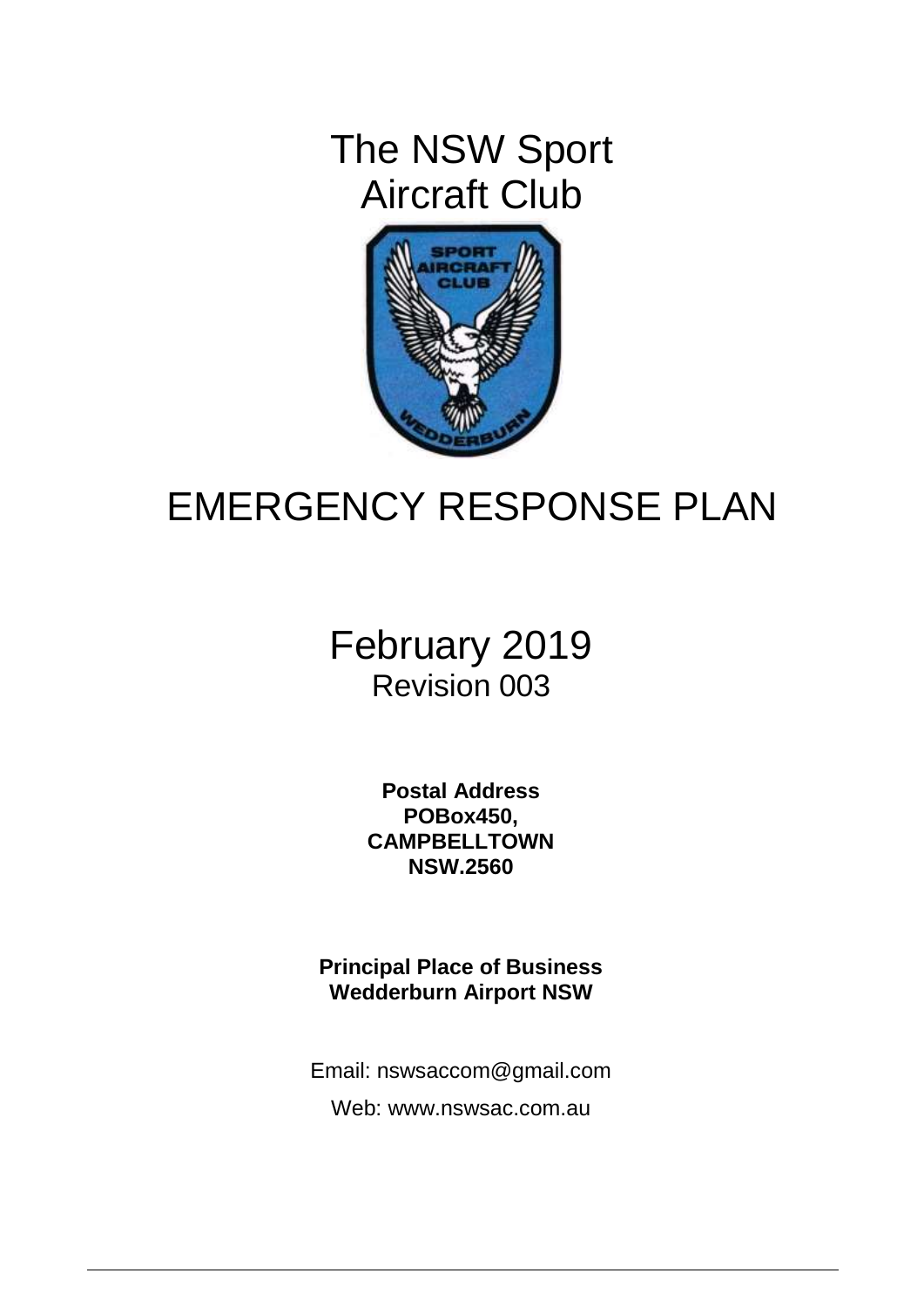# The NSW Sport Aircraft Club

# EMERGENCY RESPONSE PLAN

## February 2019

Revision 003

**Postal Address**
**POBox450,**
**CAMPBELLTOWN**
**NSW.2560**

**Principal Place of Business**
**Wedderburn Airport NSW**

Email: nswsaccom@gmail.com

Web: www.nswsac.com.au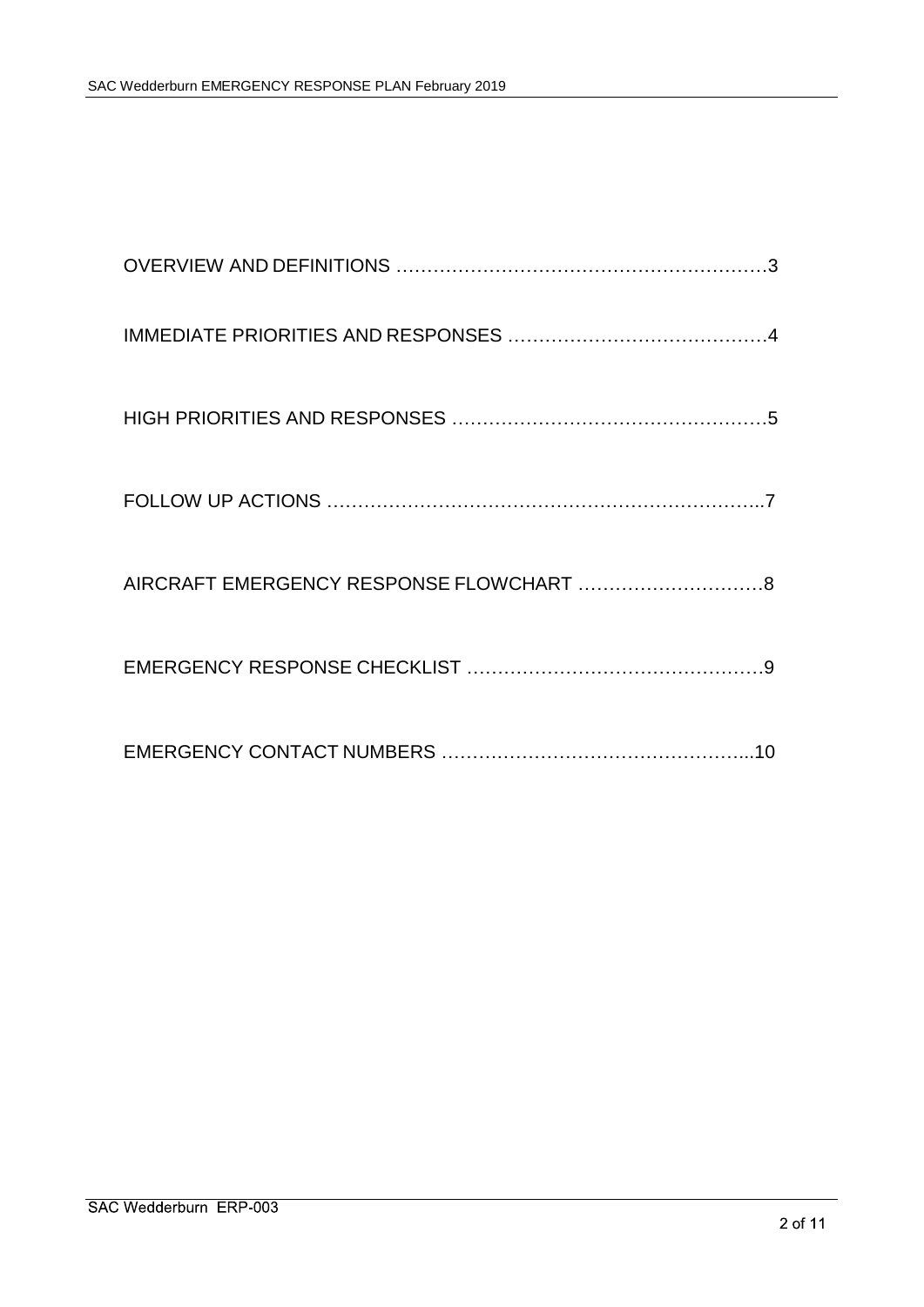OVERVIEW AND DEFINITIONS ……………………………………………………3

IMMEDIATE PRIORITIES AND RESPONSES ……………………………………4

HIGH PRIORITIES AND RESPONSES ……………………………………………5

FOLLOW UP ACTIONS ……………………………………………………………..7

AIRCRAFT EMERGENCY RESPONSE FLOWCHART …………………………8

EMERGENCY RESPONSE CHECKLIST …………………………………………9

EMERGENCY CONTACT NUMBERS …………………………………………...10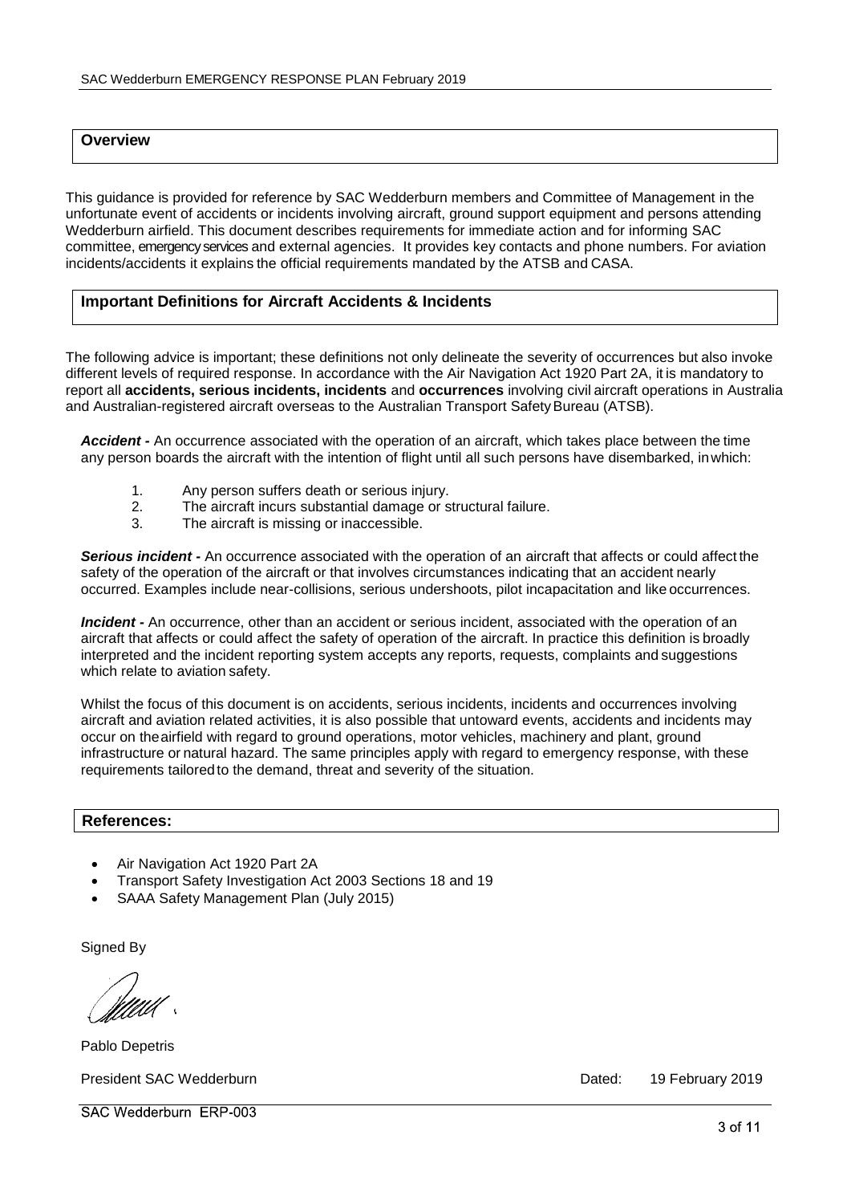## Overview

This guidance is provided for reference by SAC Wedderburn members and Committee of Management in the unfortunate event of accidents or incidents involving aircraft, ground support equipment and persons attending Wedderburn airfield. This document describes requirements for immediate action and for informing SAC committee, emergency services and external agencies. It provides key contacts and phone numbers. For aviation incidents/accidents it explains the official requirements mandated by the ATSB and CASA.

## Important Definitions for Aircraft Accidents & Incidents

The following advice is important; these definitions not only delineate the severity of occurrences but also invoke different levels of required response. In accordance with the Air Navigation Act 1920 Part 2A, it is mandatory to report all **accidents, serious incidents, incidents** and **occurrences** involving civil aircraft operations in Australia and Australian-registered aircraft overseas to the Australian Transport Safety Bureau (ATSB).

***Accident -*** An occurrence associated with the operation of an aircraft, which takes place between the time any person boards the aircraft with the intention of flight until all such persons have disembarked, in which:

1. Any person suffers death or serious injury.
2. The aircraft incurs substantial damage or structural failure.
3. The aircraft is missing or inaccessible.

***Serious incident -*** An occurrence associated with the operation of an aircraft that affects or could affect the safety of the operation of the aircraft or that involves circumstances indicating that an accident nearly occurred. Examples include near-collisions, serious undershoots, pilot incapacitation and like occurrences.

***Incident -*** An occurrence, other than an accident or serious incident, associated with the operation of an aircraft that affects or could affect the safety of operation of the aircraft. In practice this definition is broadly interpreted and the incident reporting system accepts any reports, requests, complaints and suggestions which relate to aviation safety.

Whilst the focus of this document is on accidents, serious incidents, incidents and occurrences involving aircraft and aviation related activities, it is also possible that untoward events, accidents and incidents may occur on the airfield with regard to ground operations, motor vehicles, machinery and plant, ground infrastructure or natural hazard. The same principles apply with regard to emergency response, with these requirements tailored to the demand, threat and severity of the situation.

## References:

- Air Navigation Act 1920 Part 2A
- Transport Safety Investigation Act 2003 Sections 18 and 19
- SAAA Safety Management Plan (July 2015)

Signed By

Pablo Depetris

President SAC Wedderburn

Dated: 19 February 2019

SAC Wedderburn ERP-003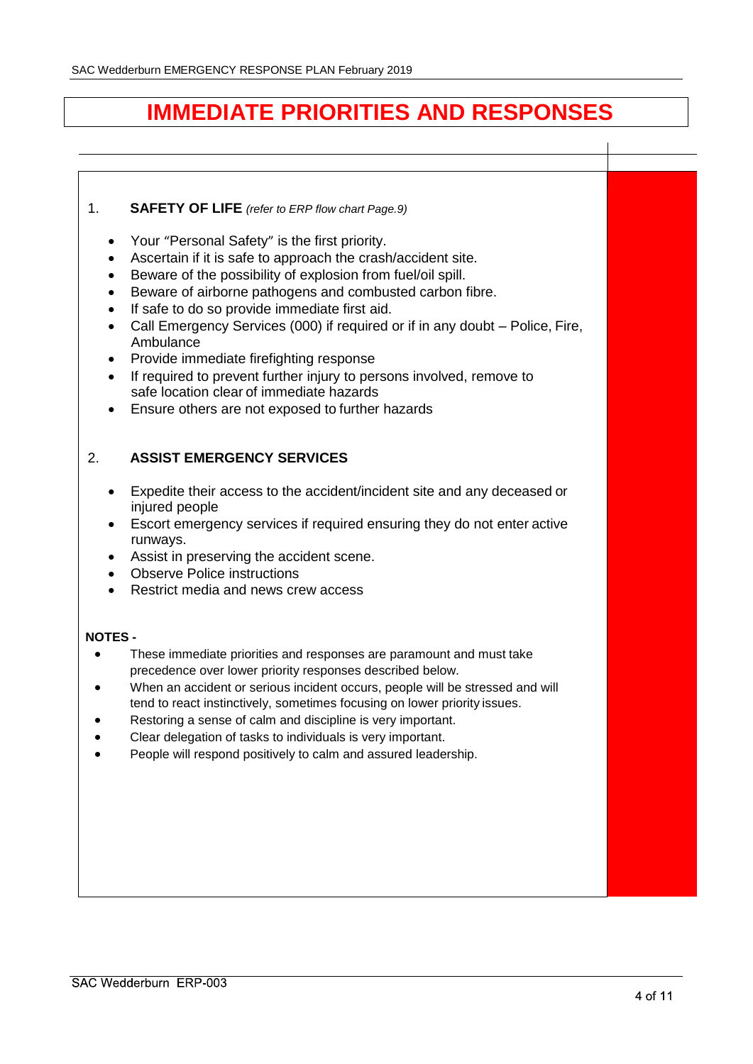# IMMEDIATE PRIORITIES AND RESPONSES

1. **SAFETY OF LIFE** *(refer to ERP flow chart Page.9)*

- Your "Personal Safety" is the first priority.
- Ascertain if it is safe to approach the crash/accident site.
- Beware of the possibility of explosion from fuel/oil spill.
- Beware of airborne pathogens and combusted carbon fibre.
- If safe to do so provide immediate first aid.
- Call Emergency Services (000) if required or if in any doubt – Police, Fire, Ambulance
- Provide immediate firefighting response
- If required to prevent further injury to persons involved, remove to safe location clear of immediate hazards
- Ensure others are not exposed to further hazards

2. **ASSIST EMERGENCY SERVICES**

- Expedite their access to the accident/incident site and any deceased or injured people
- Escort emergency services if required ensuring they do not enter active runways.
- Assist in preserving the accident scene.
- Observe Police instructions
- Restrict media and news crew access

**NOTES -**

- These immediate priorities and responses are paramount and must take precedence over lower priority responses described below.
- When an accident or serious incident occurs, people will be stressed and will tend to react instinctively, sometimes focusing on lower priority issues.
- Restoring a sense of calm and discipline is very important.
- Clear delegation of tasks to individuals is very important.
- People will respond positively to calm and assured leadership.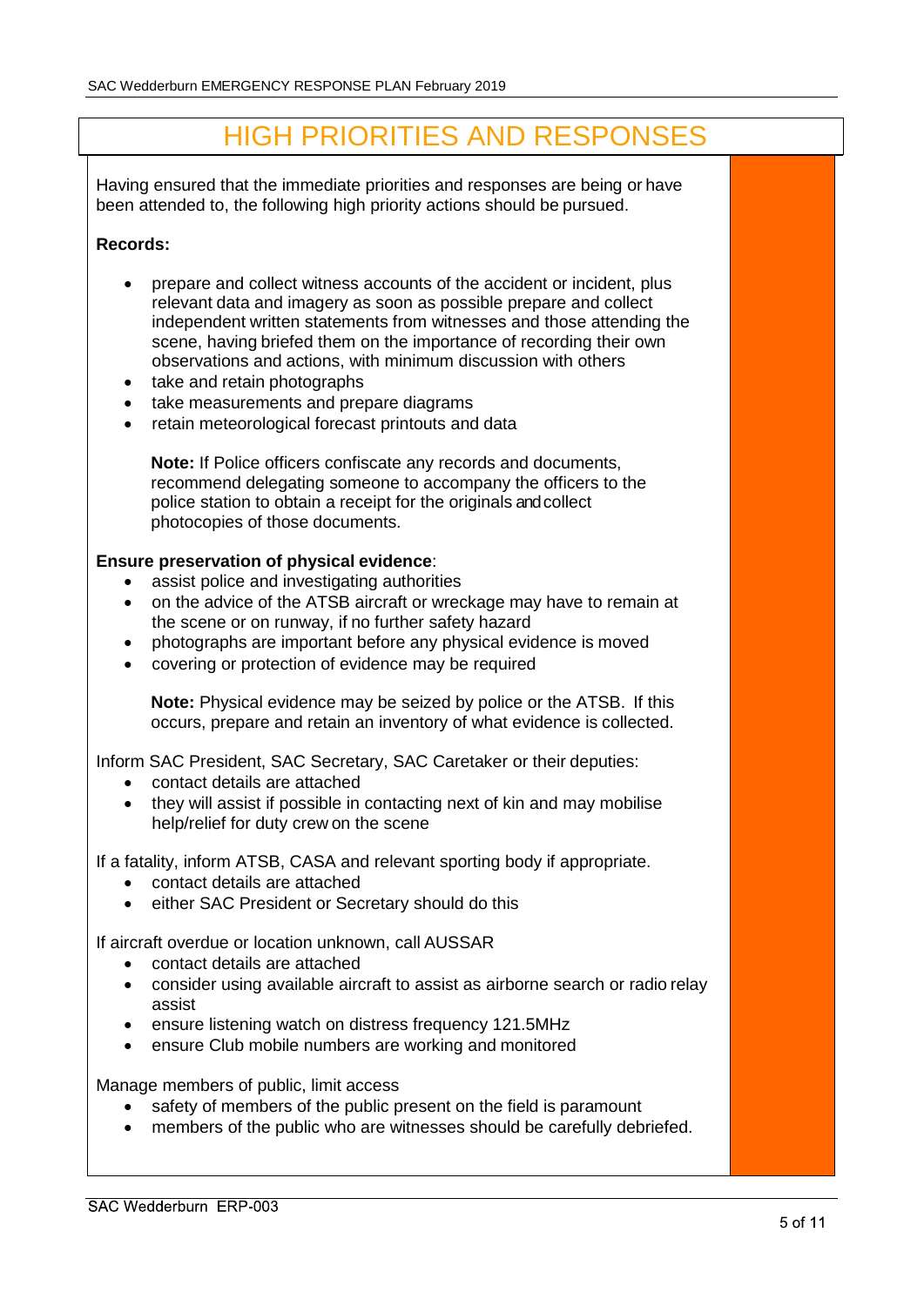# HIGH PRIORITIES AND RESPONSES

Having ensured that the immediate priorities and responses are being or have been attended to, the following high priority actions should be pursued.

**Records:**

- prepare and collect witness accounts of the accident or incident, plus relevant data and imagery as soon as possible prepare and collect independent written statements from witnesses and those attending the scene, having briefed them on the importance of recording their own observations and actions, with minimum discussion with others
- take and retain photographs
- take measurements and prepare diagrams
- retain meteorological forecast printouts and data

  **Note:** If Police officers confiscate any records and documents, recommend delegating someone to accompany the officers to the police station to obtain a receipt for the originals and collect photocopies of those documents.

**Ensure preservation of physical evidence**:

- assist police and investigating authorities
- on the advice of the ATSB aircraft or wreckage may have to remain at the scene or on runway, if no further safety hazard
- photographs are important before any physical evidence is moved
- covering or protection of evidence may be required

  **Note:** Physical evidence may be seized by police or the ATSB. If this occurs, prepare and retain an inventory of what evidence is collected.

Inform SAC President, SAC Secretary, SAC Caretaker or their deputies:

- contact details are attached
- they will assist if possible in contacting next of kin and may mobilise help/relief for duty crew on the scene

If a fatality, inform ATSB, CASA and relevant sporting body if appropriate.

- contact details are attached
- either SAC President or Secretary should do this

If aircraft overdue or location unknown, call AUSSAR

- contact details are attached
- consider using available aircraft to assist as airborne search or radio relay assist
- ensure listening watch on distress frequency 121.5MHz
- ensure Club mobile numbers are working and monitored

Manage members of public, limit access

- safety of members of the public present on the field is paramount
- members of the public who are witnesses should be carefully debriefed.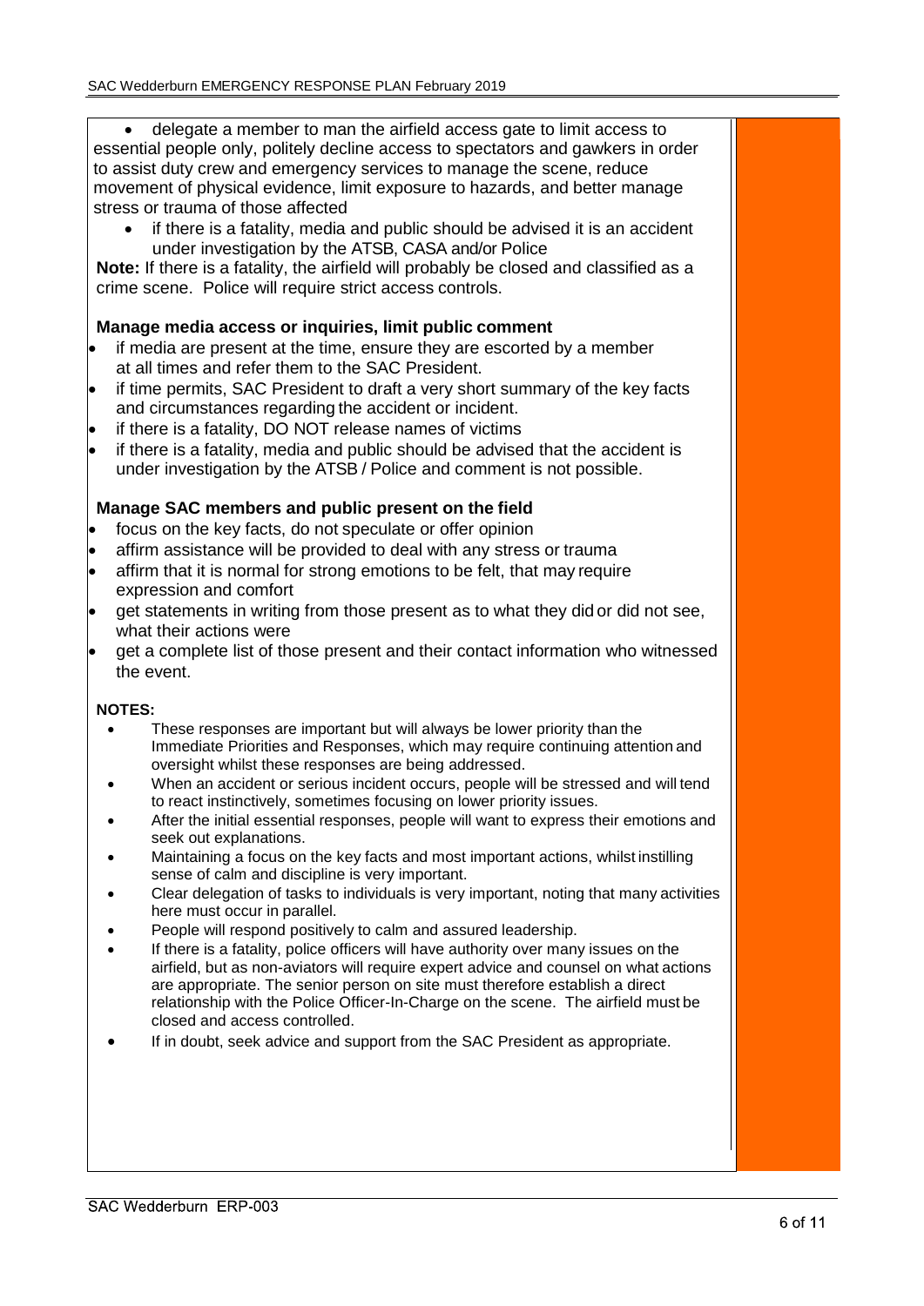- delegate a member to man the airfield access gate to limit access to essential people only, politely decline access to spectators and gawkers in order to assist duty crew and emergency services to manage the scene, reduce movement of physical evidence, limit exposure to hazards, and better manage stress or trauma of those affected
  - if there is a fatality, media and public should be advised it is an accident under investigation by the ATSB, CASA and/or Police

**Note:** If there is a fatality, the airfield will probably be closed and classified as a crime scene. Police will require strict access controls.

**Manage media access or inquiries, limit public comment**

- if media are present at the time, ensure they are escorted by a member at all times and refer them to the SAC President.
- if time permits, SAC President to draft a very short summary of the key facts and circumstances regarding the accident or incident.
- if there is a fatality, DO NOT release names of victims
- if there is a fatality, media and public should be advised that the accident is under investigation by the ATSB / Police and comment is not possible.

**Manage SAC members and public present on the field**

- focus on the key facts, do not speculate or offer opinion
- affirm assistance will be provided to deal with any stress or trauma
- affirm that it is normal for strong emotions to be felt, that may require expression and comfort
- get statements in writing from those present as to what they did or did not see, what their actions were
- get a complete list of those present and their contact information who witnessed the event.

**NOTES:**

- These responses are important but will always be lower priority than the Immediate Priorities and Responses, which may require continuing attention and oversight whilst these responses are being addressed.
- When an accident or serious incident occurs, people will be stressed and will tend to react instinctively, sometimes focusing on lower priority issues.
- After the initial essential responses, people will want to express their emotions and seek out explanations.
- Maintaining a focus on the key facts and most important actions, whilst instilling sense of calm and discipline is very important.
- Clear delegation of tasks to individuals is very important, noting that many activities here must occur in parallel.
- People will respond positively to calm and assured leadership.
- If there is a fatality, police officers will have authority over many issues on the airfield, but as non-aviators will require expert advice and counsel on what actions are appropriate. The senior person on site must therefore establish a direct relationship with the Police Officer-In-Charge on the scene. The airfield must be closed and access controlled.
- If in doubt, seek advice and support from the SAC President as appropriate.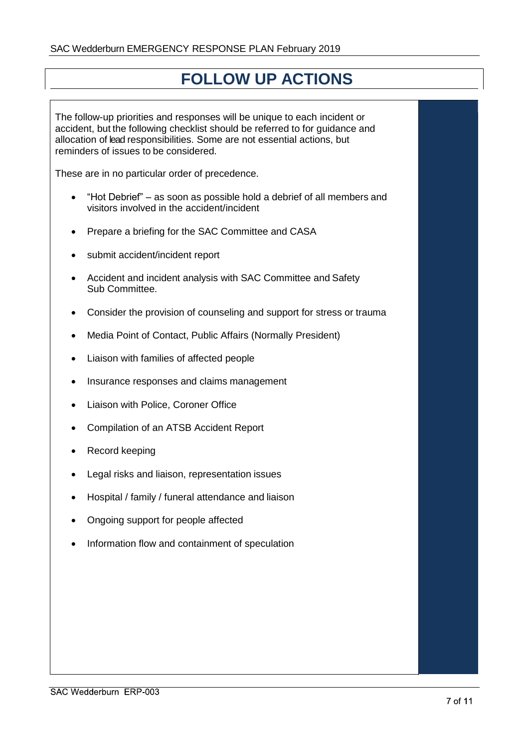# FOLLOW UP ACTIONS

The follow-up priorities and responses will be unique to each incident or accident, but the following checklist should be referred to for guidance and allocation of lead responsibilities. Some are not essential actions, but reminders of issues to be considered.

These are in no particular order of precedence.

- "Hot Debrief" – as soon as possible hold a debrief of all members and visitors involved in the accident/incident
- Prepare a briefing for the SAC Committee and CASA
- submit accident/incident report
- Accident and incident analysis with SAC Committee and Safety Sub Committee.
- Consider the provision of counseling and support for stress or trauma
- Media Point of Contact, Public Affairs (Normally President)
- Liaison with families of affected people
- Insurance responses and claims management
- Liaison with Police, Coroner Office
- Compilation of an ATSB Accident Report
- Record keeping
- Legal risks and liaison, representation issues
- Hospital / family / funeral attendance and liaison
- Ongoing support for people affected
- Information flow and containment of speculation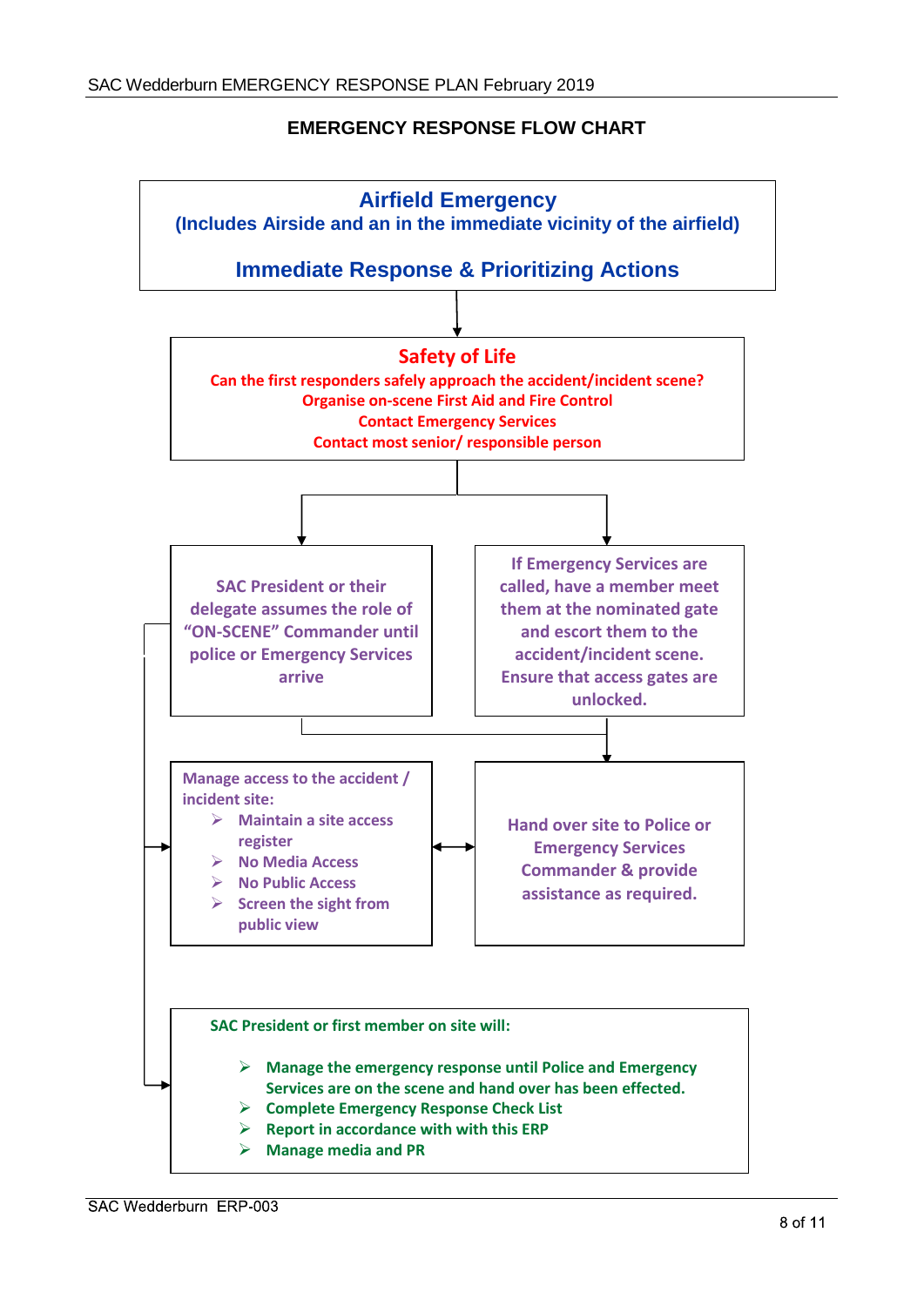## EMERGENCY RESPONSE FLOW CHART

**Airfield Emergency**
**(Includes Airside and an in the immediate vicinity of the airfield)**

**Immediate Response & Prioritizing Actions**

↓

**Safety of Life**
**Can the first responders safely approach the accident/incident scene?**
**Organise on-scene First Aid and Fire Control**
**Contact Emergency Services**
**Contact most senior/ responsible person**

↓

**SAC President or their delegate assumes the role of "ON-SCENE" Commander until police or Emergency Services arrive**

**If Emergency Services are called, have a member meet them at the nominated gate and escort them to the accident/incident scene. Ensure that access gates are unlocked.**

↓

**Manage access to the accident / incident site:**

- **Maintain a site access register**
- **No Media Access**
- **No Public Access**
- **Screen the sight from public view**

↔

**Hand over site to Police or Emergency Services Commander & provide assistance as required.**

↓

**SAC President or first member on site will:**

- **Manage the emergency response until Police and Emergency Services are on the scene and hand over has been effected.**
- **Complete Emergency Response Check List**
- **Report in accordance with with this ERP**
- **Manage media and PR**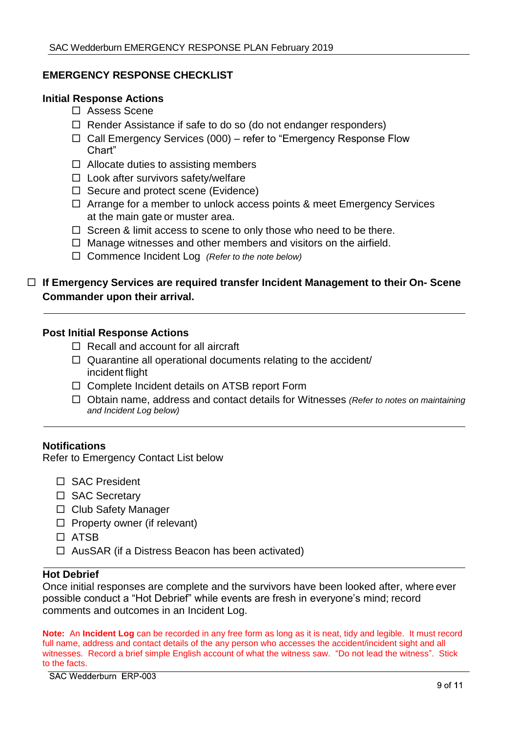## EMERGENCY RESPONSE CHECKLIST

### Initial Response Actions

- ☐ Assess Scene
- ☐ Render Assistance if safe to do so (do not endanger responders)
- ☐ Call Emergency Services (000) – refer to "Emergency Response Flow Chart"
- ☐ Allocate duties to assisting members
- ☐ Look after survivors safety/welfare
- ☐ Secure and protect scene (Evidence)
- ☐ Arrange for a member to unlock access points & meet Emergency Services at the main gate or muster area.
- ☐ Screen & limit access to scene to only those who need to be there.
- ☐ Manage witnesses and other members and visitors on the airfield.
- ☐ Commence Incident Log *(Refer to the note below)*

☐ **If Emergency Services are required transfer Incident Management to their On- Scene Commander upon their arrival.**

---

### Post Initial Response Actions

- ☐ Recall and account for all aircraft
- ☐ Quarantine all operational documents relating to the accident/ incident flight
- ☐ Complete Incident details on ATSB report Form
- ☐ Obtain name, address and contact details for Witnesses *(Refer to notes on maintaining and Incident Log below)*

---

### Notifications

Refer to Emergency Contact List below

- ☐ SAC President
- ☐ SAC Secretary
- ☐ Club Safety Manager
- ☐ Property owner (if relevant)
- ☐ ATSB
- ☐ AusSAR (if a Distress Beacon has been activated)

---

### Hot Debrief

Once initial responses are complete and the survivors have been looked after, where ever possible conduct a "Hot Debrief" while events are fresh in everyone's mind; record comments and outcomes in an Incident Log.

**Note:** An **Incident Log** can be recorded in any free form as long as it is neat, tidy and legible. It must record full name, address and contact details of the any person who accesses the accident/incident sight and all witnesses. Record a brief simple English account of what the witness saw. "Do not lead the witness". Stick to the facts.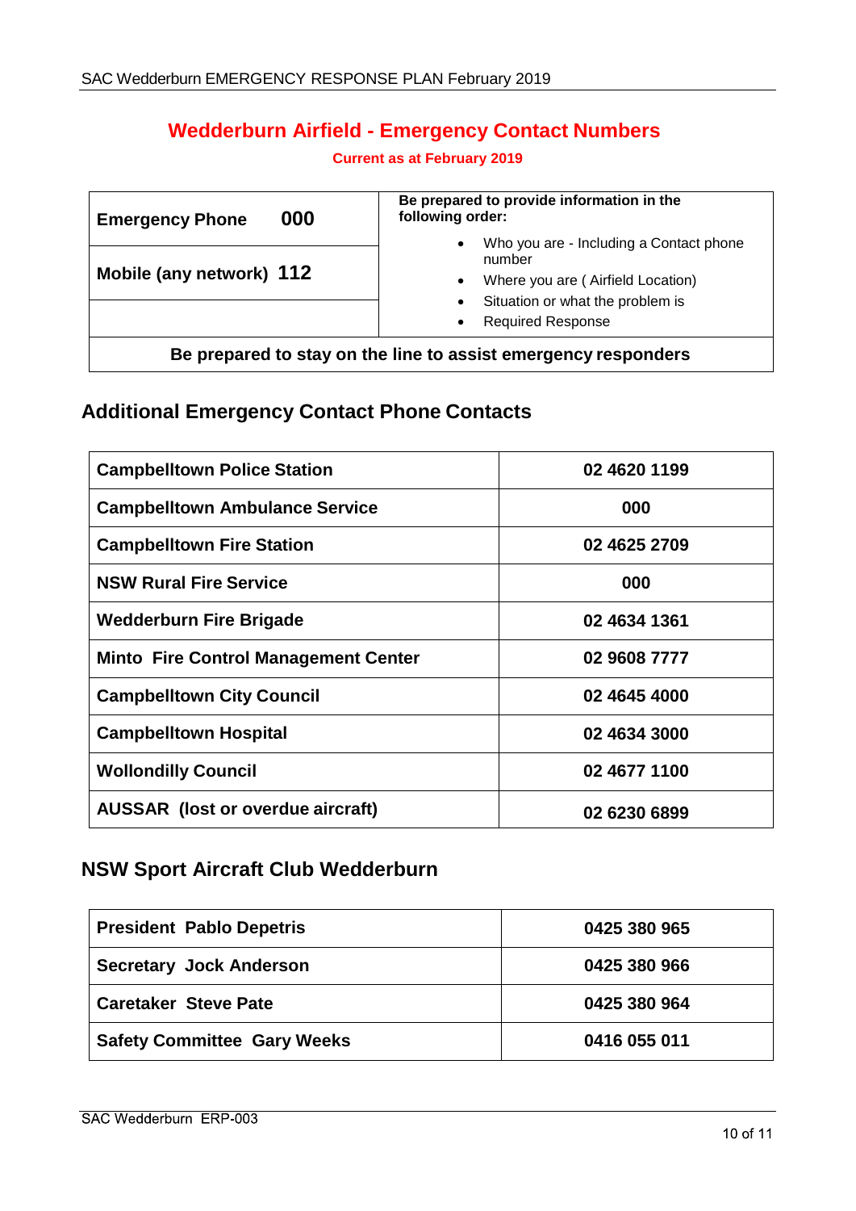# Wedderburn Airfield - Emergency Contact Numbers

**Current as at February 2019**

| **Emergency Phone 000** | **Be prepared to provide information in the following order:** |
|---|---|
| **Mobile (any network) 112** | • Who you are - Including a Contact phone number<br>• Where you are ( Airfield Location)<br>• Situation or what the problem is<br>• Required Response |
| **Be prepared to stay on the line to assist emergency responders** | |

## Additional Emergency Contact Phone Contacts

| | |
|---|---|
| **Campbelltown Police Station** | **02 4620 1199** |
| **Campbelltown Ambulance Service** | **000** |
| **Campbelltown Fire Station** | **02 4625 2709** |
| **NSW Rural Fire Service** | **000** |
| **Wedderburn Fire Brigade** | **02 4634 1361** |
| **Minto Fire Control Management Center** | **02 9608 7777** |
| **Campbelltown City Council** | **02 4645 4000** |
| **Campbelltown Hospital** | **02 4634 3000** |
| **Wollondilly Council** | **02 4677 1100** |
| **AUSSAR (lost or overdue aircraft)** | **02 6230 6899** |

## NSW Sport Aircraft Club Wedderburn

| | |
|---|---|
| **President Pablo Depetris** | **0425 380 965** |
| **Secretary Jock Anderson** | **0425 380 966** |
| **Caretaker Steve Pate** | **0425 380 964** |
| **Safety Committee Gary Weeks** | **0416 055 011** |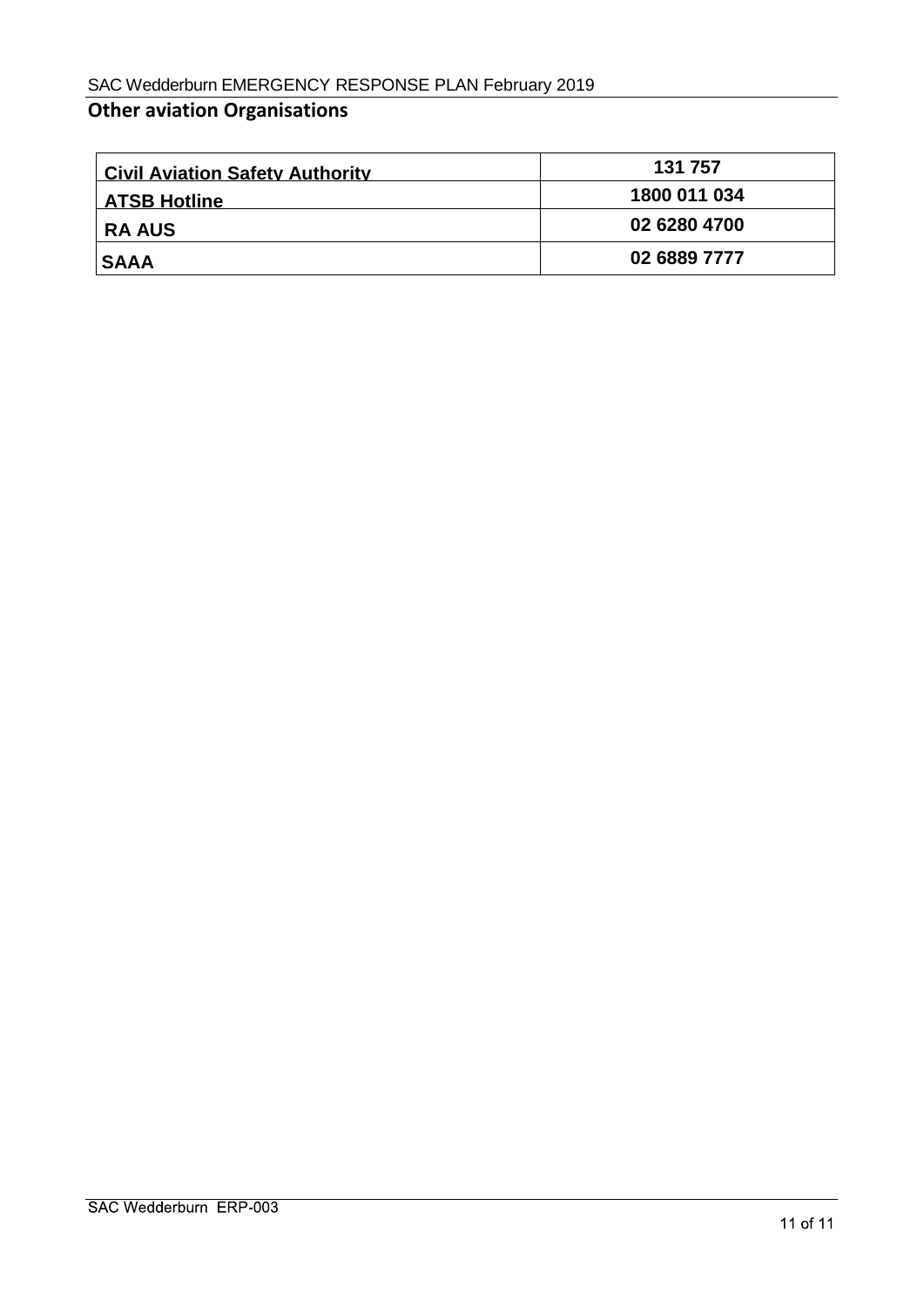## Other aviation Organisations

| | |
|---|---|
| **Civil Aviation Safety Authority** | **131 757** |
| **ATSB Hotline** | **1800 011 034** |
| **RA AUS** | **02 6280 4700** |
| **SAAA** | **02 6889 7777** |